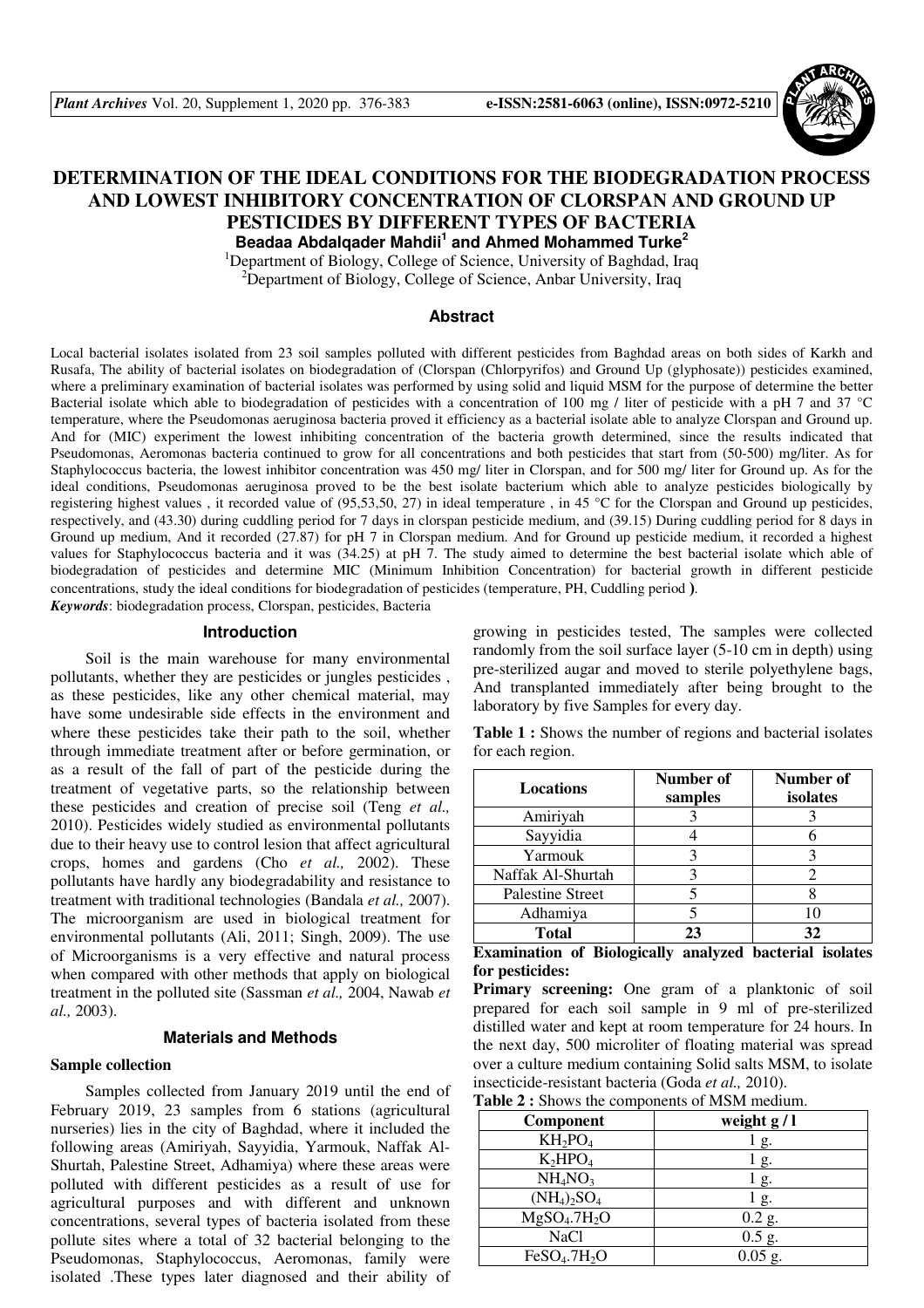# DETERMINATION OF THE IDEAL CONDITIONS FOR THE BIODEGRADATION PROCESS AND LOWEST INHIBITORY CONCENTRATION OF CLORSPAN AND GROUND UP PESTICIDES BY DIFFERENT TYPES OF BACTERIA

**Beadaa Abdalqader Mahdii[1] and Ahmed Mohammed Turke[2]**

[1]Department of Biology, College of Science, University of Baghdad, Iraq
[2]Department of Biology, College of Science, Anbar University, Iraq

## Abstract

Local bacterial isolates isolated from 23 soil samples polluted with different pesticides from Baghdad areas on both sides of Karkh and Rusafa, The ability of bacterial isolates on biodegradation of (Clorspan (Chlorpyrifos) and Ground Up (glyphosate)) pesticides examined, where a preliminary examination of bacterial isolates was performed by using solid and liquid MSM for the purpose of determine the better Bacterial isolate which able to biodegradation of pesticides with a concentration of 100 mg / liter of pesticide with a pH 7 and 37 °C temperature, where the Pseudomonas aeruginosa bacteria proved it efficiency as a bacterial isolate able to analyze Clorspan and Ground up. And for (MIC) experiment the lowest inhibiting concentration of the bacteria growth determined, since the results indicated that Pseudomonas, Aeromonas bacteria continued to grow for all concentrations and both pesticides that start from (50-500) mg/liter. As for Staphylococcus bacteria, the lowest inhibitor concentration was 450 mg/ liter in Clorspan, and for 500 mg/ liter for Ground up. As for the ideal conditions, Pseudomonas aeruginosa proved to be the best isolate bacterium which able to analyze pesticides biologically by registering highest values , it recorded value of (95,53,50, 27) in ideal temperature , in 45 °C for the Clorspan and Ground up pesticides, respectively, and (43.30) during cuddling period for 7 days in clorspan pesticide medium, and (39.15) During cuddling period for 8 days in Ground up medium, And it recorded (27.87) for pH 7 in Clorspan medium. And for Ground up pesticide medium, it recorded a highest values for Staphylococcus bacteria and it was (34.25) at pH 7. The study aimed to determine the best bacterial isolate which able of biodegradation of pesticides and determine MIC (Minimum Inhibition Concentration) for bacterial growth in different pesticide concentrations, study the ideal conditions for biodegradation of pesticides (temperature, PH, Cuddling period **)**.

***Keywords***: biodegradation process, Clorspan, pesticides, Bacteria

## Introduction

Soil is the main warehouse for many environmental pollutants, whether they are pesticides or jungles pesticides , as these pesticides, like any other chemical material, may have some undesirable side effects in the environment and where these pesticides take their path to the soil, whether through immediate treatment after or before germination, or as a result of the fall of part of the pesticide during the treatment of vegetative parts, so the relationship between these pesticides and creation of precise soil (Teng *et al.,* 2010). Pesticides widely studied as environmental pollutants due to their heavy use to control lesion that affect agricultural crops, homes and gardens (Cho *et al.,* 2002). These pollutants have hardly any biodegradability and resistance to treatment with traditional technologies (Bandala *et al.,* 2007). The microorganism are used in biological treatment for environmental pollutants (Ali, 2011; Singh, 2009). The use of Microorganisms is a very effective and natural process when compared with other methods that apply on biological treatment in the polluted site (Sassman *et al.,* 2004, Nawab *et al.,* 2003).

## Materials and Methods

### Sample collection

Samples collected from January 2019 until the end of February 2019, 23 samples from 6 stations (agricultural nurseries) lies in the city of Baghdad, where it included the following areas (Amiriyah, Sayyidia, Yarmouk, Naffak Al-Shurtah, Palestine Street, Adhamiya) where these areas were polluted with different pesticides as a result of use for agricultural purposes and with different and unknown concentrations, several types of bacteria isolated from these pollute sites where a total of 32 bacterial belonging to the Pseudomonas, Staphylococcus, Aeromonas, family were isolated .These types later diagnosed and their ability of growing in pesticides tested, The samples were collected randomly from the soil surface layer (5-10 cm in depth) using pre-sterilized augar and moved to sterile polyethylene bags, And transplanted immediately after being brought to the laboratory by five Samples for every day.

**Table 1 :** Shows the number of regions and bacterial isolates for each region.

| Locations | Number of samples | Number of isolates |
|---|---|---|
| Amiriyah | 3 | 3 |
| Sayyidia | 4 | 6 |
| Yarmouk | 3 | 3 |
| Naffak Al-Shurtah | 3 | 2 |
| Palestine Street | 5 | 8 |
| Adhamiya | 5 | 10 |
| **Total** | **23** | **32** |

**Examination of Biologically analyzed bacterial isolates for pesticides:**

**Primary screening:** One gram of a planktonic of soil prepared for each soil sample in 9 ml of pre-sterilized distilled water and kept at room temperature for 24 hours. In the next day, 500 microliter of floating material was spread over a culture medium containing Solid salts MSM, to isolate insecticide-resistant bacteria (Goda *et al.,* 2010).

**Table 2 :** Shows the components of MSM medium.

| Component | weight g / l |
|---|---|
| $KH_2PO_4$ | 1 g. |
| $K_2HPO_4$ | 1 g. |
| $NH_4NO_3$ | 1 g. |
| $(NH_4)_2SO_4$ | 1 g. |
| $MgSO_4.7H_2O$ | 0.2 g. |
| NaCl | 0.5 g. |
| $FeSO_4.7H_2O$ | 0.05 g. |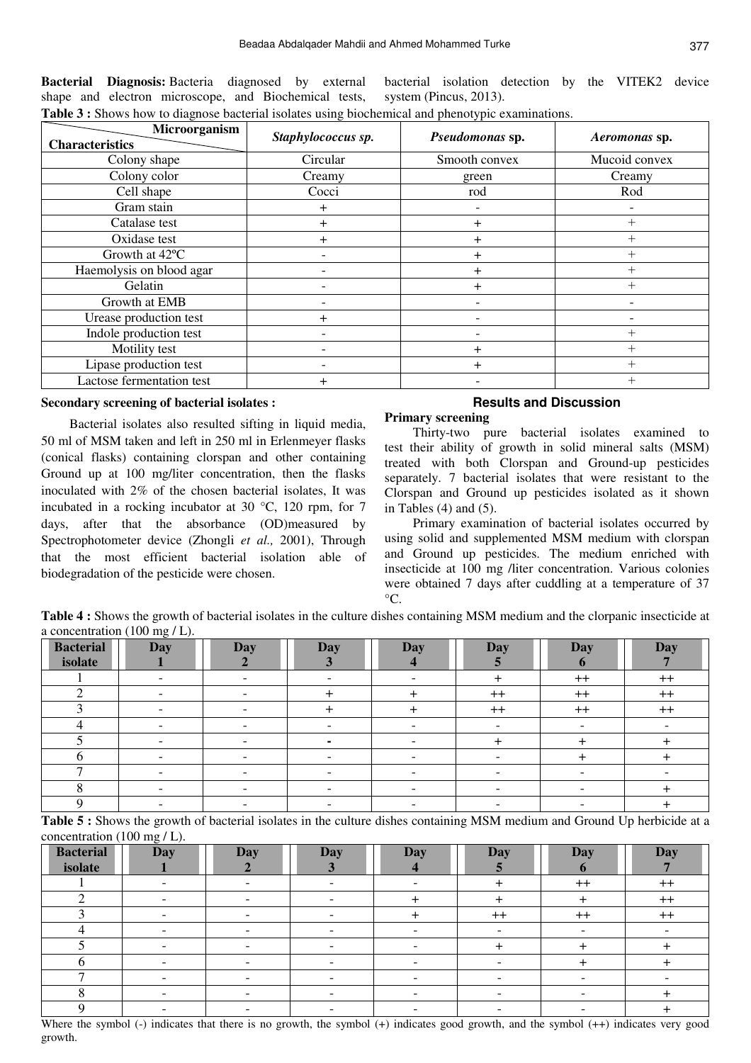**Bacterial Diagnosis:** Bacteria diagnosed by external shape and electron microscope, and Biochemical tests, bacterial isolation detection by the VITEK2 device system (Pincus, 2013).

**Table 3 :** Shows how to diagnose bacterial isolates using biochemical and phenotypic examinations.

| Characteristics \ Microorganism | *Staphylococcus sp.* | *Pseudomonas* sp. | *Aeromonas* sp. |
|---|---|---|---|
| Colony shape | Circular | Smooth convex | Mucoid convex |
| Colony color | Creamy | green | Creamy |
| Cell shape | Cocci | rod | Rod |
| Gram stain | + | - | - |
| Catalase test | + | + | + |
| Oxidase test | + | + | + |
| Growth at 42ºC | - | + | + |
| Haemolysis on blood agar | - | + | + |
| Gelatin | - | + | + |
| Growth at EMB | - | - | - |
| Urease production test | + | - | - |
| Indole production test | - | - | + |
| Motility test | - | + | + |
| Lipase production test | - | + | + |
| Lactose fermentation test | + | - | + |

**Secondary screening of bacterial isolates :**

Bacterial isolates also resulted sifting in liquid media, 50 ml of MSM taken and left in 250 ml in Erlenmeyer flasks (conical flasks) containing clorspan and other containing Ground up at 100 mg/liter concentration, then the flasks inoculated with 2% of the chosen bacterial isolates, It was incubated in a rocking incubator at 30 °C, 120 rpm, for 7 days, after that the absorbance (OD)measured by Spectrophotometer device (Zhongli *et al.,* 2001), Through that the most efficient bacterial isolation able of biodegradation of the pesticide were chosen.

## Results and Discussion

**Primary screening**

Thirty-two pure bacterial isolates examined to test their ability of growth in solid mineral salts (MSM) treated with both Clorspan and Ground-up pesticides separately. 7 bacterial isolates that were resistant to the Clorspan and Ground up pesticides isolated as it shown in Tables (4) and (5).

Primary examination of bacterial isolates occurred by using solid and supplemented MSM medium with clorspan and Ground up pesticides. The medium enriched with insecticide at 100 mg /liter concentration. Various colonies were obtained 7 days after cuddling at a temperature of 37 °C.

**Table 4 :** Shows the growth of bacterial isolates in the culture dishes containing MSM medium and the clorpanic insecticide at a concentration (100 mg / L).

| Bacterial isolate | Day 1 | Day 2 | Day 3 | Day 4 | Day 5 | Day 6 | Day 7 |
|---|---|---|---|---|---|---|---|
| 1 | - | - | - | - | + | ++ | ++ |
| 2 | - | - | + | + | ++ | ++ | ++ |
| 3 | - | - | + | + | ++ | ++ | ++ |
| 4 | - | - | - | - | - | - | - |
| 5 | - | - | - | - | + | + | + |
| 6 | - | - | - | - | - | + | + |
| 7 | - | - | - | - | - | - | - |
| 8 | - | - | - | - | - | - | + |
| 9 | - | - | - | - | - | - | + |

**Table 5 :** Shows the growth of bacterial isolates in the culture dishes containing MSM medium and Ground Up herbicide at a concentration (100 mg / L).

| Bacterial isolate | Day 1 | Day 2 | Day 3 | Day 4 | Day 5 | Day 6 | Day 7 |
|---|---|---|---|---|---|---|---|
| 1 | - | - | - | - | + | ++ | ++ |
| 2 | - | - | - | + | + | + | ++ |
| 3 | - | - | - | + | ++ | ++ | ++ |
| 4 | - | - | - | - | - | - | - |
| 5 | - | - | - | - | + | + | + |
| 6 | - | - | - | - | - | + | + |
| 7 | - | - | - | - | - | - | - |
| 8 | - | - | - | - | - | - | + |
| 9 | - | - | - | - | - | - | + |

Where the symbol (-) indicates that there is no growth, the symbol (+) indicates good growth, and the symbol (++) indicates very good growth.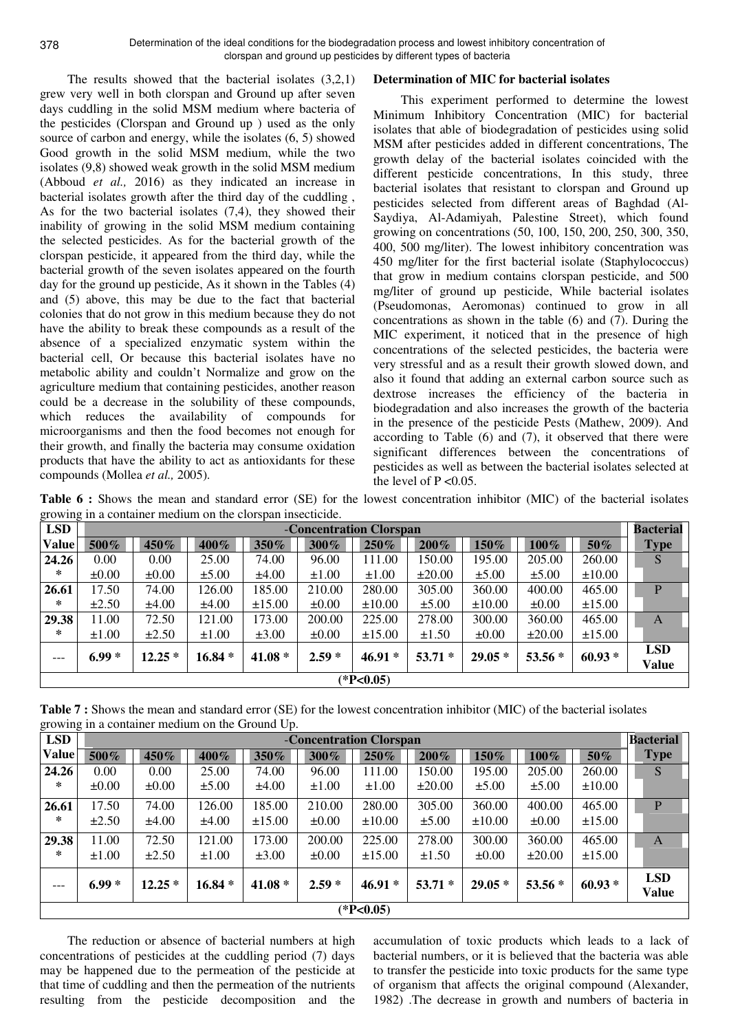The results showed that the bacterial isolates (3,2,1) grew very well in both clorspan and Ground up after seven days cuddling in the solid MSM medium where bacteria of the pesticides (Clorspan and Ground up ) used as the only source of carbon and energy, while the isolates (6, 5) showed Good growth in the solid MSM medium, while the two isolates (9,8) showed weak growth in the solid MSM medium (Abboud *et al.,* 2016) as they indicated an increase in bacterial isolates growth after the third day of the cuddling , As for the two bacterial isolates (7,4), they showed their inability of growing in the solid MSM medium containing the selected pesticides. As for the bacterial growth of the clorspan pesticide, it appeared from the third day, while the bacterial growth of the seven isolates appeared on the fourth day for the ground up pesticide, As it shown in the Tables (4) and (5) above, this may be due to the fact that bacterial colonies that do not grow in this medium because they do not have the ability to break these compounds as a result of the absence of a specialized enzymatic system within the bacterial cell, Or because this bacterial isolates have no metabolic ability and couldn't Normalize and grow on the agriculture medium that containing pesticides, another reason could be a decrease in the solubility of these compounds, which reduces the availability of compounds for microorganisms and then the food becomes not enough for their growth, and finally the bacteria may consume oxidation products that have the ability to act as antioxidants for these compounds (Mollea *et al.,* 2005).

**Determination of MIC for bacterial isolates**

This experiment performed to determine the lowest Minimum Inhibitory Concentration (MIC) for bacterial isolates that able of biodegradation of pesticides using solid MSM after pesticides added in different concentrations, The growth delay of the bacterial isolates coincided with the different pesticide concentrations, In this study, three bacterial isolates that resistant to clorspan and Ground up pesticides selected from different areas of Baghdad (Al-Saydiya, Al-Adamiyah, Palestine Street), which found growing on concentrations (50, 100, 150, 200, 250, 300, 350, 400, 500 mg/liter). The lowest inhibitory concentration was 450 mg/liter for the first bacterial isolate (Staphylococcus) that grow in medium contains clorspan pesticide, and 500 mg/liter of ground up pesticide, While bacterial isolates (Pseudomonas, Aeromonas) continued to grow in all concentrations as shown in the table (6) and (7). During the MIC experiment, it noticed that in the presence of high concentrations of the selected pesticides, the bacteria were very stressful and as a result their growth slowed down, and also it found that adding an external carbon source such as dextrose increases the efficiency of the bacteria in biodegradation and also increases the growth of the bacteria in the presence of the pesticide Pests (Mathew, 2009). And according to Table (6) and (7), it observed that there were significant differences between the concentrations of pesticides as well as between the bacterial isolates selected at the level of $P < 0.05$.

**Table 6 :** Shows the mean and standard error (SE) for the lowest concentration inhibitor (MIC) of the bacterial isolates growing in a container medium on the clorspan insecticide.

| LSD Value | -Concentration Clorspan | | | | | | | | | | Bacterial Type |
|---|---|---|---|---|---|---|---|---|---|---|---|
| | **500%** | **450%** | **400%** | **350%** | **300%** | **250%** | **200%** | **150%** | **100%** | **50%** | |
| **24.26 \*** | 0.00 ±0.00 | 0.00 ±0.00 | 25.00 ±5.00 | 74.00 ±4.00 | 96.00 ±1.00 | 111.00 ±1.00 | 150.00 ±20.00 | 195.00 ±5.00 | 205.00 ±5.00 | 260.00 ±10.00 | S |
| **26.61 \*** | 17.50 ±2.50 | 74.00 ±4.00 | 126.00 ±4.00 | 185.00 ±15.00 | 210.00 ±0.00 | 280.00 ±10.00 | 305.00 ±5.00 | 360.00 ±10.00 | 400.00 ±0.00 | 465.00 ±15.00 | P |
| **29.38 \*** | 11.00 ±1.00 | 72.50 ±2.50 | 121.00 ±1.00 | 173.00 ±3.00 | 200.00 ±0.00 | 225.00 ±15.00 | 278.00 ±1.50 | 300.00 ±0.00 | 360.00 ±20.00 | 465.00 ±15.00 | A |
| --- | **6.99 \*** | **12.25 \*** | **16.84 \*** | **41.08 \*** | **2.59 \*** | **46.91 \*** | **53.71 \*** | **29.05 \*** | **53.56 \*** | **60.93 \*** | **LSD Value** |
| **(\*P<0.05)** | | | | | | | | | | | |

**Table 7 :** Shows the mean and standard error (SE) for the lowest concentration inhibitor (MIC) of the bacterial isolates growing in a container medium on the Ground Up.

| LSD Value | -Concentration Clorspan | | | | | | | | | | Bacterial Type |
|---|---|---|---|---|---|---|---|---|---|---|---|
| | **500%** | **450%** | **400%** | **350%** | **300%** | **250%** | **200%** | **150%** | **100%** | **50%** | |
| **24.26 \*** | 0.00 ±0.00 | 0.00 ±0.00 | 25.00 ±5.00 | 74.00 ±4.00 | 96.00 ±1.00 | 111.00 ±1.00 | 150.00 ±20.00 | 195.00 ±5.00 | 205.00 ±5.00 | 260.00 ±10.00 | S |
| **26.61 \*** | 17.50 ±2.50 | 74.00 ±4.00 | 126.00 ±4.00 | 185.00 ±15.00 | 210.00 ±0.00 | 280.00 ±10.00 | 305.00 ±5.00 | 360.00 ±10.00 | 400.00 ±0.00 | 465.00 ±15.00 | P |
| **29.38 \*** | 11.00 ±1.00 | 72.50 ±2.50 | 121.00 ±1.00 | 173.00 ±3.00 | 200.00 ±0.00 | 225.00 ±15.00 | 278.00 ±1.50 | 300.00 ±0.00 | 360.00 ±20.00 | 465.00 ±15.00 | A |
| --- | **6.99 \*** | **12.25 \*** | **16.84 \*** | **41.08 \*** | **2.59 \*** | **46.91 \*** | **53.71 \*** | **29.05 \*** | **53.56 \*** | **60.93 \*** | **LSD Value** |
| **(\*P<0.05)** | | | | | | | | | | | |

The reduction or absence of bacterial numbers at high concentrations of pesticides at the cuddling period (7) days may be happened due to the permeation of the pesticide at that time of cuddling and then the permeation of the nutrients resulting from the pesticide decomposition and the accumulation of toxic products which leads to a lack of bacterial numbers, or it is believed that the bacteria was able to transfer the pesticide into toxic products for the same type of organism that affects the original compound (Alexander, 1982) .The decrease in growth and numbers of bacteria in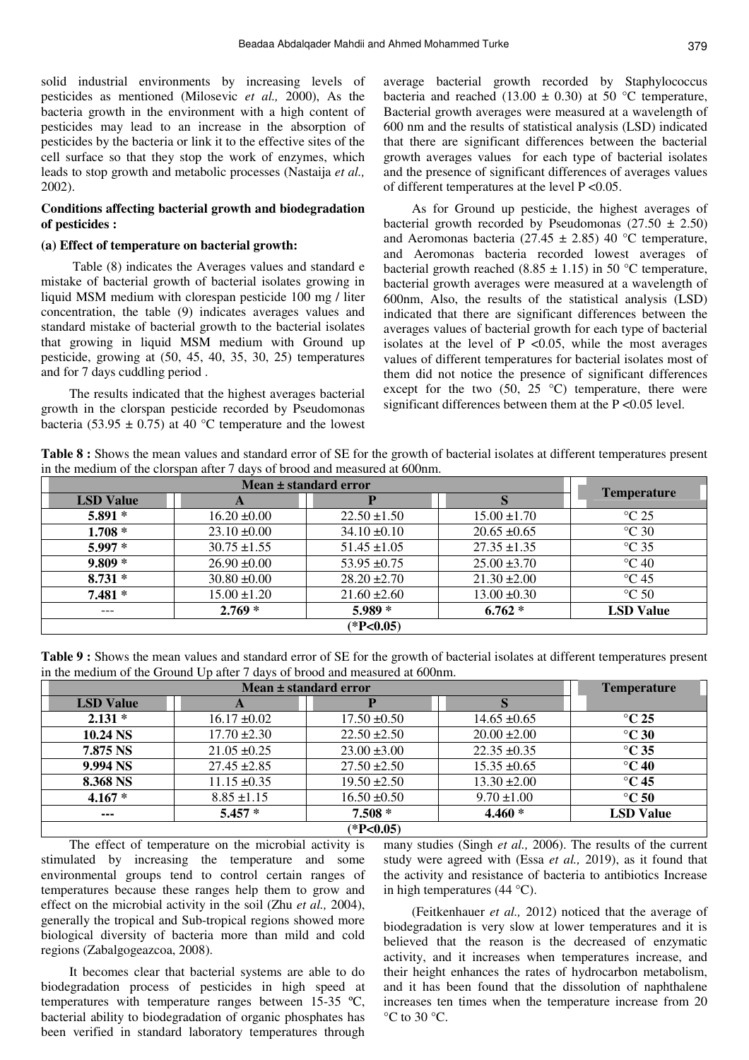solid industrial environments by increasing levels of pesticides as mentioned (Milosevic *et al.,* 2000), As the bacteria growth in the environment with a high content of pesticides may lead to an increase in the absorption of pesticides by the bacteria or link it to the effective sites of the cell surface so that they stop the work of enzymes, which leads to stop growth and metabolic processes (Nastaija *et al.,* 2002).

### Conditions affecting bacterial growth and biodegradation of pesticides :

#### (a) Effect of temperature on bacterial growth:

Table (8) indicates the Averages values and standard e mistake of bacterial growth of bacterial isolates growing in liquid MSM medium with clorespan pesticide 100 mg / liter concentration, the table (9) indicates averages values and standard mistake of bacterial growth to the bacterial isolates that growing in liquid MSM medium with Ground up pesticide, growing at (50, 45, 40, 35, 30, 25) temperatures and for 7 days cuddling period .

The results indicated that the highest averages bacterial growth in the clorspan pesticide recorded by Pseudomonas bacteria (53.95 ± 0.75) at 40 °C temperature and the lowest average bacterial growth recorded by Staphylococcus bacteria and reached (13.00 ± 0.30) at 50 °C temperature, Bacterial growth averages were measured at a wavelength of 600 nm and the results of statistical analysis (LSD) indicated that there are significant differences between the bacterial growth averages values for each type of bacterial isolates and the presence of significant differences of averages values of different temperatures at the level $P < 0.05$.

As for Ground up pesticide, the highest averages of bacterial growth recorded by Pseudomonas (27.50 ± 2.50) and Aeromonas bacteria (27.45 ± 2.85) 40 °C temperature, and Aeromonas bacteria recorded lowest averages of bacterial growth reached (8.85 ± 1.15) in 50 °C temperature, bacterial growth averages were measured at a wavelength of 600nm, Also, the results of the statistical analysis (LSD) indicated that there are significant differences between the averages values of bacterial growth for each type of bacterial isolates at the level of $P < 0.05$, while the most averages values of different temperatures for bacterial isolates most of them did not notice the presence of significant differences except for the two (50, 25 °C) temperature, there were significant differences between them at the $P < 0.05$ level.

**Table 8 :** Shows the mean values and standard error of SE for the growth of bacterial isolates at different temperatures present in the medium of the clorspan after 7 days of brood and measured at 600nm.

| Mean ± standard error | | | | Temperature |
|---|---|---|---|---|
| **LSD Value** | **A** | **P** | **S** | |
| **5.891 \*** | 16.20 ±0.00 | 22.50 ±1.50 | 15.00 ±1.70 | °C 25 |
| **1.708 \*** | 23.10 ±0.00 | 34.10 ±0.10 | 20.65 ±0.65 | °C 30 |
| **5.997 \*** | 30.75 ±1.55 | 51.45 ±1.05 | 27.35 ±1.35 | °C 35 |
| **9.809 \*** | 26.90 ±0.00 | 53.95 ±0.75 | 25.00 ±3.70 | °C 40 |
| **8.731 \*** | 30.80 ±0.00 | 28.20 ±2.70 | 21.30 ±2.00 | °C 45 |
| **7.481 \*** | 15.00 ±1.20 | 21.60 ±2.60 | 13.00 ±0.30 | °C 50 |
| --- | **2.769 \*** | **5.989 \*** | **6.762 \*** | **LSD Value** |
| **(\*P<0.05)** | | | | |

**Table 9 :** Shows the mean values and standard error of SE for the growth of bacterial isolates at different temperatures present in the medium of the Ground Up after 7 days of brood and measured at 600nm.

| Mean ± standard error | | | | Temperature |
|---|---|---|---|---|
| **LSD Value** | **A** | **P** | **S** | |
| **2.131 \*** | 16.17 ±0.02 | 17.50 ±0.50 | 14.65 ±0.65 | **°C 25** |
| **10.24 NS** | 17.70 ±2.30 | 22.50 ±2.50 | 20.00 ±2.00 | **°C 30** |
| **7.875 NS** | 21.05 ±0.25 | 23.00 ±3.00 | 22.35 ±0.35 | **°C 35** |
| **9.994 NS** | 27.45 ±2.85 | 27.50 ±2.50 | 15.35 ±0.65 | **°C 40** |
| **8.368 NS** | 11.15 ±0.35 | 19.50 ±2.50 | 13.30 ±2.00 | **°C 45** |
| **4.167 \*** | 8.85 ±1.15 | 16.50 ±0.50 | 9.70 ±1.00 | **°C 50** |
| **---** | **5.457 \*** | **7.508 \*** | **4.460 \*** | **LSD Value** |
| **(\*P<0.05)** | | | | |

The effect of temperature on the microbial activity is stimulated by increasing the temperature and some environmental groups tend to control certain ranges of temperatures because these ranges help them to grow and effect on the microbial activity in the soil (Zhu *et al.,* 2004), generally the tropical and Sub-tropical regions showed more biological diversity of bacteria more than mild and cold regions (Zabalgogeazcoa, 2008).

It becomes clear that bacterial systems are able to do biodegradation process of pesticides in high speed at temperatures with temperature ranges between 15-35 ºC, bacterial ability to biodegradation of organic phosphates has been verified in standard laboratory temperatures through many studies (Singh *et al.,* 2006). The results of the current study were agreed with (Essa *et al.,* 2019), as it found that the activity and resistance of bacteria to antibiotics Increase in high temperatures (44 °C).

(Feitkenhauer *et al.,* 2012) noticed that the average of biodegradation is very slow at lower temperatures and it is believed that the reason is the decreased of enzymatic activity, and it increases when temperatures increase, and their height enhances the rates of hydrocarbon metabolism, and it has been found that the dissolution of naphthalene increases ten times when the temperature increase from 20 °C to 30 °C.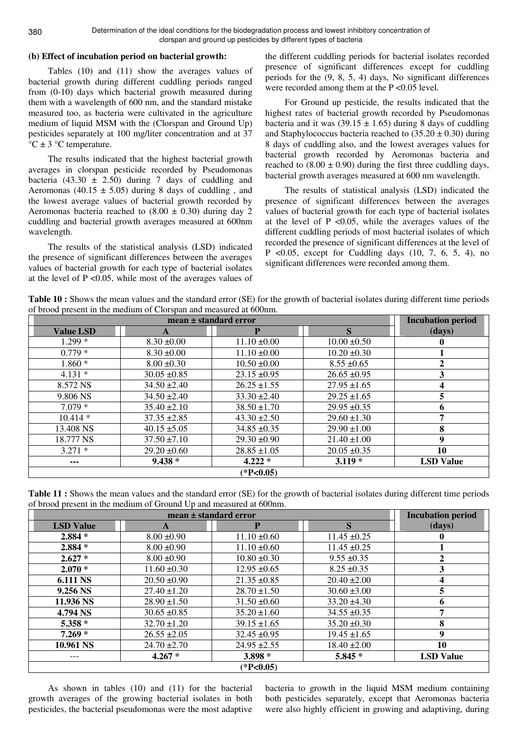### (b) Effect of incubation period on bacterial growth:

Tables (10) and (11) show the averages values of bacterial growth during different cuddling periods ranged from (0-10) days which bacterial growth measured during them with a wavelength of 600 nm, and the standard mistake measured too, as bacteria were cultivated in the agriculture medium of liquid MSM with the (Clorspan and Ground Up) pesticides separately at 100 mg/liter concentration and at 37 °C ± 3 °C temperature.

The results indicated that the highest bacterial growth averages in clorspan pesticide recorded by Pseudomonas bacteria (43.30 ± 2.50) during 7 days of cuddling and Aeromonas (40.15 ± 5.05) during 8 days of cuddling , and the lowest average values of bacterial growth recorded by Aeromonas bacteria reached to (8.00 ± 0.30) during day 2 cuddling and bacterial growth averages measured at 600nm wavelength.

The results of the statistical analysis (LSD) indicated the presence of significant differences between the averages values of bacterial growth for each type of bacterial isolates at the level of P <0.05, while most of the averages values of the different cuddling periods for bacterial isolates recorded presence of significant differences except for cuddling periods for the (9, 8, 5, 4) days, No significant differences were recorded among them at the P <0.05 level.

For Ground up pesticide, the results indicated that the highest rates of bacterial growth recorded by Pseudomonas bacteria and it was (39.15 ± 1.65) during 8 days of cuddling and Staphylococcus bacteria reached to (35.20 ± 0.30) during 8 days of cuddling also, and the lowest averages values for bacterial growth recorded by Aeromonas bacteria and reached to (8.00 ± 0.90) during the first three cuddling days, bacterial growth averages measured at 600 nm wavelength.

The results of statistical analysis (LSD) indicated the presence of significant differences between the averages values of bacterial growth for each type of bacterial isolates at the level of P <0.05, while the averages values of the different cuddling periods of most bacterial isolates of which recorded the presence of significant differences at the level of P <0.05, except for Cuddling days (10, 7, 6, 5, 4), no significant differences were recorded among them.

**Table 10 :** Shows the mean values and the standard error (SE) for the growth of bacterial isolates during different time periods of brood present in the medium of Clorspan and measured at 600nm.

| mean ± standard error | | | | Incubation period |
|---|---|---|---|---|
| **Value LSD** | **A** | **P** | **S** | **(days)** |
| 1.299 * | 8.30 ±0.00 | 11.10 ±0.00 | 10.00 ±0.50 | **0** |
| 0.779 * | 8.30 ±0.00 | 11.10 ±0.00 | 10.20 ±0.30 | **1** |
| 1.860 * | 8.00 ±0.30 | 10.50 ±0.00 | 8.55 ±0.65 | **2** |
| 4.131 * | 30.05 ±0.85 | 23.15 ±0.95 | 26.65 ±0.95 | **3** |
| 8.572 NS | 34.50 ±2.40 | 26.25 ±1.55 | 27.95 ±1.65 | **4** |
| 9.806 NS | 34.50 ±2.40 | 33.30 ±2.40 | 29.25 ±1.65 | **5** |
| 7.079 * | 35.40 ±2.10 | 38.50 ±1.70 | 29.95 ±0.35 | **6** |
| 10.414 * | 37.35 ±2.85 | 43.30 ±2.50 | 29.60 ±1.30 | **7** |
| 13.408 NS | 40.15 ±5.05 | 34.85 ±0.35 | 29.90 ±1.00 | **8** |
| 18.777 NS | 37.50 ±7.10 | 29.30 ±0.90 | 21.40 ±1.00 | **9** |
| 3.271 * | 29.20 ±0.60 | 28.85 ±1.05 | 20.05 ±0.35 | **10** |
| **---** | **9.438 *** | **4.222 *** | **3.119 *** | **LSD Value** |
| **(*P<0.05)** | | | | |

**Table 11 :** Shows the mean values and the standard error (SE) for the growth of bacterial isolates during different time periods of brood present in the medium of Ground Up and measured at 600nm.

| mean ± standard error | | | | Incubation period |
|---|---|---|---|---|
| **LSD Value** | **A** | **P** | **S** | **(days)** |
| **2.884 *** | 8.00 ±0.90 | 11.10 ±0.60 | 11.45 ±0.25 | **0** |
| **2.884 *** | 8.00 ±0.90 | 11.10 ±0.60 | 11.45 ±0.25 | **1** |
| **2.627 *** | 8.00 ±0.90 | 10.80 ±0.30 | 9.55 ±0.35 | **2** |
| **2.070 *** | 11.60 ±0.30 | 12.95 ±0.65 | 8.25 ±0.35 | **3** |
| **6.111 NS** | 20.50 ±0.90 | 21.35 ±0.85 | 20.40 ±2.00 | **4** |
| **9.256 NS** | 27.40 ±1.20 | 28.70 ±1.50 | 30.60 ±3.00 | **5** |
| **11.936 NS** | 28.90 ±1.50 | 31.50 ±0.60 | 33.20 ±4.30 | **6** |
| **4.794 NS** | 30.65 ±0.85 | 35.20 ±1.60 | 34.55 ±0.35 | **7** |
| **5.358 *** | 32.70 ±1.20 | 39.15 ±1.65 | 35.20 ±0.30 | **8** |
| **7.269 *** | 26.55 ±2.05 | 32.45 ±0.95 | 19.45 ±1.65 | **9** |
| **10.961 NS** | 24.70 ±2.70 | 24.95 ±2.55 | 18.40 ±2.00 | **10** |
| --- | **4.267 *** | **3.898 *** | **5.845 *** | **LSD Value** |
| **(*P<0.05)** | | | | |

As shown in tables (10) and (11) for the bacterial growth averages of the growing bacterial isolates in both pesticides, the bacterial pseudomonas were the most adaptive bacteria to growth in the liquid MSM medium containing both pesticides separately, except that Aeromonas bacteria were also highly efficient in growing and adaptiving, during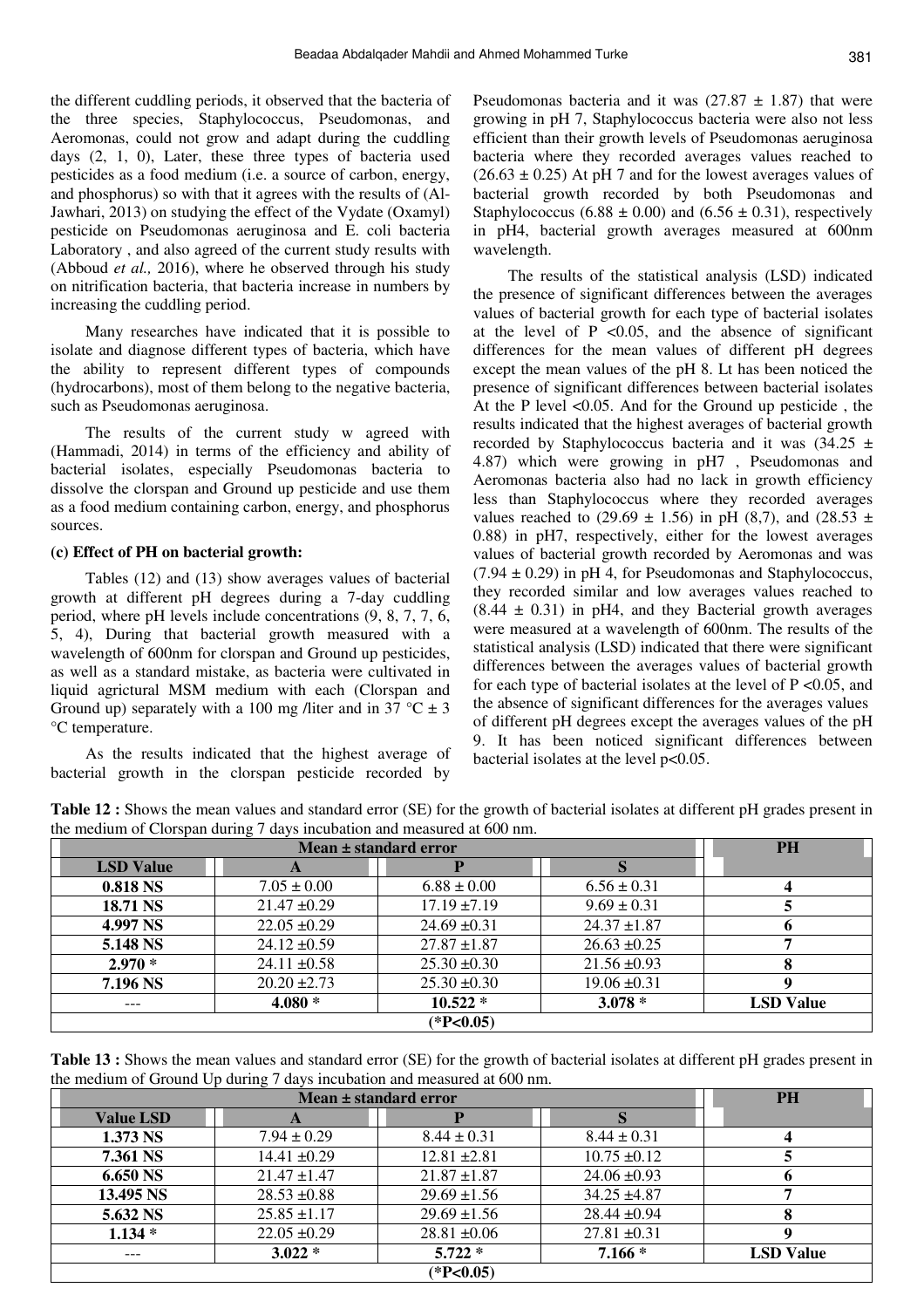the different cuddling periods, it observed that the bacteria of the three species, Staphylococcus, Pseudomonas, and Aeromonas, could not grow and adapt during the cuddling days (2, 1, 0), Later, these three types of bacteria used pesticides as a food medium (i.e. a source of carbon, energy, and phosphorus) so with that it agrees with the results of (Al-Jawhari, 2013) on studying the effect of the Vydate (Oxamyl) pesticide on Pseudomonas aeruginosa and E. coli bacteria Laboratory , and also agreed of the current study results with (Abboud *et al.,* 2016), where he observed through his study on nitrification bacteria, that bacteria increase in numbers by increasing the cuddling period.

Many researches have indicated that it is possible to isolate and diagnose different types of bacteria, which have the ability to represent different types of compounds (hydrocarbons), most of them belong to the negative bacteria, such as Pseudomonas aeruginosa.

The results of the current study w agreed with (Hammadi, 2014) in terms of the efficiency and ability of bacterial isolates, especially Pseudomonas bacteria to dissolve the clorspan and Ground up pesticide and use them as a food medium containing carbon, energy, and phosphorus sources.

**(c) Effect of PH on bacterial growth:**

Tables (12) and (13) show averages values of bacterial growth at different pH degrees during a 7-day cuddling period, where pH levels include concentrations (9, 8, 7, 6, 5, 4), During that bacterial growth measured with a wavelength of 600nm for clorspan and Ground up pesticides, as well as a standard mistake, as bacteria were cultivated in liquid agricutral MSM medium with each (Clorspan and Ground up) separately with a 100 mg /liter and in 37 °C ± 3 °C temperature.

As the results indicated that the highest average of bacterial growth in the clorspan pesticide recorded by Pseudomonas bacteria and it was (27.87 ± 1.87) that were growing in pH 7, Staphylococcus bacteria were also not less efficient than their growth levels of Pseudomonas aeruginosa bacteria where they recorded averages values reached to (26.63 ± 0.25) At pH 7 and for the lowest averages values of bacterial growth recorded by both Pseudomonas and Staphylococcus (6.88 ± 0.00) and (6.56 ± 0.31), respectively in pH4, bacterial growth averages measured at 600nm wavelength.

The results of the statistical analysis (LSD) indicated the presence of significant differences between the averages values of bacterial growth for each type of bacterial isolates at the level of P <0.05, and the absence of significant differences for the mean values of different pH degrees except the mean values of the pH 8. Lt has been noticed the presence of significant differences between bacterial isolates At the P level <0.05. And for the Ground up pesticide , the results indicated that the highest averages of bacterial growth recorded by Staphylococcus bacteria and it was (34.25 ± 4.87) which were growing in pH7 , Pseudomonas and Aeromonas bacteria also had no lack in growth efficiency less than Staphylococcus where they recorded averages values reached to (29.69 ± 1.56) in pH (8,7), and (28.53 ± 0.88) in pH7, respectively, either for the lowest averages values of bacterial growth recorded by Aeromonas and was (7.94 ± 0.29) in pH 4, for Pseudomonas and Staphylococcus, they recorded similar and low averages values reached to (8.44 ± 0.31) in pH4, and they Bacterial growth averages were measured at a wavelength of 600nm. The results of the statistical analysis (LSD) indicated that there were significant differences between the averages values of bacterial growth for each type of bacterial isolates at the level of P <0.05, and the absence of significant differences for the averages values of different pH degrees except the averages values of the pH 9. It has been noticed significant differences between bacterial isolates at the level p<0.05.

**Table 12 :** Shows the mean values and standard error (SE) for the growth of bacterial isolates at different pH grades present in the medium of Clorspan during 7 days incubation and measured at 600 nm.

| Mean ± standard error | | | | PH |
|---|---|---|---|---|
| **LSD Value** | **A** | **P** | **S** | |
| **0.818 NS** | 7.05 ± 0.00 | 6.88 ± 0.00 | 6.56 ± 0.31 | **4** |
| **18.71 NS** | 21.47 ±0.29 | 17.19 ±7.19 | 9.69 ± 0.31 | **5** |
| **4.997 NS** | 22.05 ±0.29 | 24.69 ±0.31 | 24.37 ±1.87 | **6** |
| **5.148 NS** | 24.12 ±0.59 | 27.87 ±1.87 | 26.63 ±0.25 | **7** |
| **2.970 \*** | 24.11 ±0.58 | 25.30 ±0.30 | 21.56 ±0.93 | **8** |
| **7.196 NS** | 20.20 ±2.73 | 25.30 ±0.30 | 19.06 ±0.31 | **9** |
| --- | **4.080 \*** | **10.522 \*** | **3.078 \*** | **LSD Value** |
| | | **(*P<0.05)** | | |

**Table 13 :** Shows the mean values and standard error (SE) for the growth of bacterial isolates at different pH grades present in the medium of Ground Up during 7 days incubation and measured at 600 nm.

| Mean ± standard error | | | | PH |
|---|---|---|---|---|
| **Value LSD** | **A** | **P** | **S** | |
| **1.373 NS** | 7.94 ± 0.29 | 8.44 ± 0.31 | 8.44 ± 0.31 | **4** |
| **7.361 NS** | 14.41 ±0.29 | 12.81 ±2.81 | 10.75 ±0.12 | **5** |
| **6.650 NS** | 21.47 ±1.47 | 21.87 ±1.87 | 24.06 ±0.93 | **6** |
| **13.495 NS** | 28.53 ±0.88 | 29.69 ±1.56 | 34.25 ±4.87 | **7** |
| **5.632 NS** | 25.85 ±1.17 | 29.69 ±1.56 | 28.44 ±0.94 | **8** |
| **1.134 \*** | 22.05 ±0.29 | 28.81 ±0.06 | 27.81 ±0.31 | **9** |
| --- | **3.022 \*** | **5.722 \*** | **7.166 \*** | **LSD Value** |
| | | **(*P<0.05)** | | |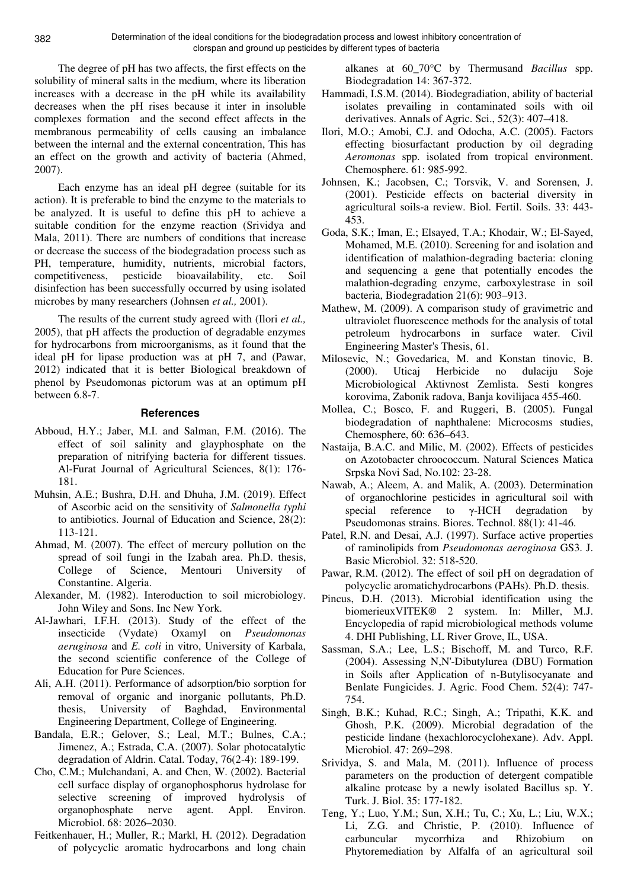The degree of pH has two affects, the first effects on the solubility of mineral salts in the medium, where its liberation increases with a decrease in the pH while its availability decreases when the pH rises because it inter in insoluble complexes formation and the second effect affects in the membranous permeability of cells causing an imbalance between the internal and the external concentration, This has an effect on the growth and activity of bacteria (Ahmed, 2007).

Each enzyme has an ideal pH degree (suitable for its action). It is preferable to bind the enzyme to the materials to be analyzed. It is useful to define this pH to achieve a suitable condition for the enzyme reaction (Srividya and Mala, 2011). There are numbers of conditions that increase or decrease the success of the biodegradation process such as PH, temperature, humidity, nutrients, microbial factors, competitiveness, pesticide bioavailability, etc. Soil disinfection has been successfully occurred by using isolated microbes by many researchers (Johnsen *et al.,* 2001).

The results of the current study agreed with (Ilori *et al.,* 2005), that pH affects the production of degradable enzymes for hydrocarbons from microorganisms, as it found that the ideal pH for lipase production was at pH 7, and (Pawar, 2012) indicated that it is better Biological breakdown of phenol by Pseudomonas pictorum was at an optimum pH between 6.8-7.

## References

Abboud, H.Y.; Jaber, M.I. and Salman, F.M. (2016). The effect of soil salinity and glayphosphate on the preparation of nitrifying bacteria for different tissues. Al-Furat Journal of Agricultural Sciences, 8(1): 176-181.

Muhsin, A.E.; Bushra, D.H. and Dhuha, J.M. (2019). Effect of Ascorbic acid on the sensitivity of *Salmonella typhi* to antibiotics. Journal of Education and Science, 28(2): 113-121.

Ahmad, M. (2007). The effect of mercury pollution on the spread of soil fungi in the Izabah area. Ph.D. thesis, College of Science, Mentouri University of Constantine. Algeria.

Alexander, M. (1982). Interoduction to soil microbiology. John Wiley and Sons. Inc New York.

Al-Jawhari, I.F.H. (2013). Study of the effect of the insecticide (Vydate) Oxamyl on *Pseudomonas aeruginosa* and *E. coli* in vitro, University of Karbala, the second scientific conference of the College of Education for Pure Sciences.

Ali, A.H. (2011). Performance of adsorption/bio sorption for removal of organic and inorganic pollutants, Ph.D. thesis, University of Baghdad, Environmental Engineering Department, College of Engineering.

Bandala, E.R.; Gelover, S.; Leal, M.T.; Bulnes, C.A.; Jimenez, A.; Estrada, C.A. (2007). Solar photocatalytic degradation of Aldrin. Catal. Today, 76(2-4): 189-199.

Cho, C.M.; Mulchandani, A. and Chen, W. (2002). Bacterial cell surface display of organophosphorus hydrolase for selective screening of improved hydrolysis of organophosphate nerve agent. Appl. Environ. Microbiol. 68: 2026–2030.

Feitkenhauer, H.; Muller, R.; Markl, H. (2012). Degradation of polycyclic aromatic hydrocarbons and long chain alkanes at 60_70°C by Thermusand *Bacillus* spp. Biodegradation 14: 367-372.

Hammadi, I.S.M. (2014). Biodegradiation, ability of bacterial isolates prevailing in contaminated soils with oil derivatives. Annals of Agric. Sci., 52(3): 407–418.

Ilori, M.O.; Amobi, C.J. and Odocha, A.C. (2005). Factors effecting biosurfactant production by oil degrading *Aeromonas* spp. isolated from tropical environment. Chemosphere. 61: 985-992.

Johnsen, K.; Jacobsen, C.; Torsvik, V. and Sorensen, J. (2001). Pesticide effects on bacterial diversity in agricultural soils-a review. Biol. Fertil. Soils. 33: 443-453.

Goda, S.K.; Iman, E.; Elsayed, T.A.; Khodair, W.; El-Sayed, Mohamed, M.E. (2010). Screening for and isolation and identification of malathion-degrading bacteria: cloning and sequencing a gene that potentially encodes the malathion-degrading enzyme, carboxylestrase in soil bacteria, Biodegradation 21(6): 903–913.

Mathew, M. (2009). A comparison study of gravimetric and ultraviolet fluorescence methods for the analysis of total petroleum hydrocarbons in surface water. Civil Engineering Master's Thesis, 61.

Milosevic, N.; Govedarica, M. and Konstan tinovic, B. (2000). Uticaj Herbicide no dulaciju Soje Microbiological Aktivnost Zemlista. Sesti kongres korovima, Zabonik radova, Banja kovilijaca 455-460.

Mollea, C.; Bosco, F. and Ruggeri, B. (2005). Fungal biodegradation of naphthalene: Microcosms studies, Chemosphere, 60: 636–643.

Nastaija, B.A.C. and Milic, M. (2002). Effects of pesticides on Azotobacter chroococcum. Natural Sciences Matica Srpska Novi Sad, No.102: 23-28.

Nawab, A.; Aleem, A. and Malik, A. (2003). Determination of organochlorine pesticides in agricultural soil with special reference to γ-HCH degradation by Pseudomonas strains. Biores. Technol. 88(1): 41-46.

Patel, R.N. and Desai, A.J. (1997). Surface active properties of raminolipids from *Pseudomonas aeroginosa* GS3. J. Basic Microbiol. 32: 518-520.

Pawar, R.M. (2012). The effect of soil pH on degradation of polycyclic aromatichydrocarbons (PAHs). Ph.D. thesis.

Pincus, D.H. (2013). Microbial identification using the biomerieuxVITEK® 2 system. In: Miller, M.J. Encyclopedia of rapid microbiological methods volume 4. DHI Publishing, LL River Grove, IL, USA.

Sassman, S.A.; Lee, L.S.; Bischoff, M. and Turco, R.F. (2004). Assessing N,N'-Dibutylurea (DBU) Formation in Soils after Application of n-Butylisocyanate and Benlate Fungicides. J. Agric. Food Chem. 52(4): 747-754.

Singh, B.K.; Kuhad, R.C.; Singh, A.; Tripathi, K.K. and Ghosh, P.K. (2009). Microbial degradation of the pesticide lindane (hexachlorocyclohexane). Adv. Appl. Microbiol. 47: 269–298.

Srividya, S. and Mala, M. (2011). Influence of process parameters on the production of detergent compatible alkaline protease by a newly isolated Bacillus sp. Y. Turk. J. Biol. 35: 177-182.

Teng, Y.; Luo, Y.M.; Sun, X.H.; Tu, C.; Xu, L.; Liu, W.X.; Li, Z.G. and Christie, P. (2010). Influence of carbuncular mycorrhiza and Rhizobium on Phytoremediation by Alfalfa of an agricultural soil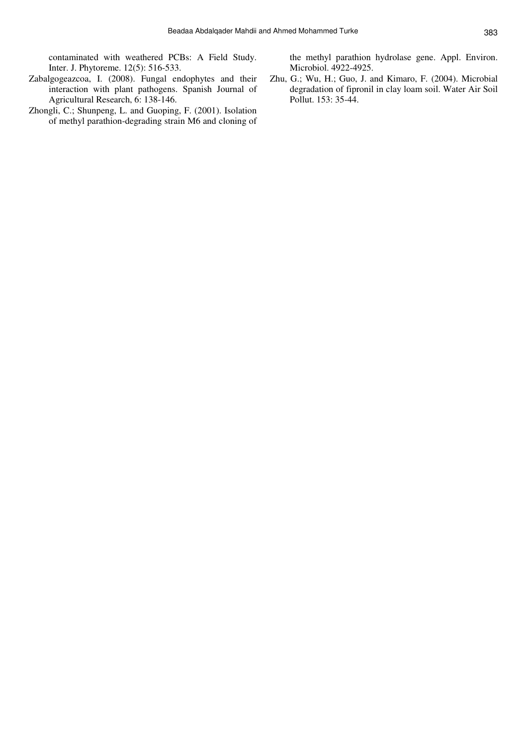contaminated with weathered PCBs: A Field Study. Inter. J. Phytoreme. 12(5): 516-533.

Zabalgogeazcoa, I. (2008). Fungal endophytes and their interaction with plant pathogens. Spanish Journal of Agricultural Research, 6: 138-146.

Zhongli, C.; Shunpeng, L. and Guoping, F. (2001). Isolation of methyl parathion-degrading strain M6 and cloning of the methyl parathion hydrolase gene. Appl. Environ. Microbiol. 4922-4925.

Zhu, G.; Wu, H.; Guo, J. and Kimaro, F. (2004). Microbial degradation of fipronil in clay loam soil. Water Air Soil Pollut. 153: 35-44.